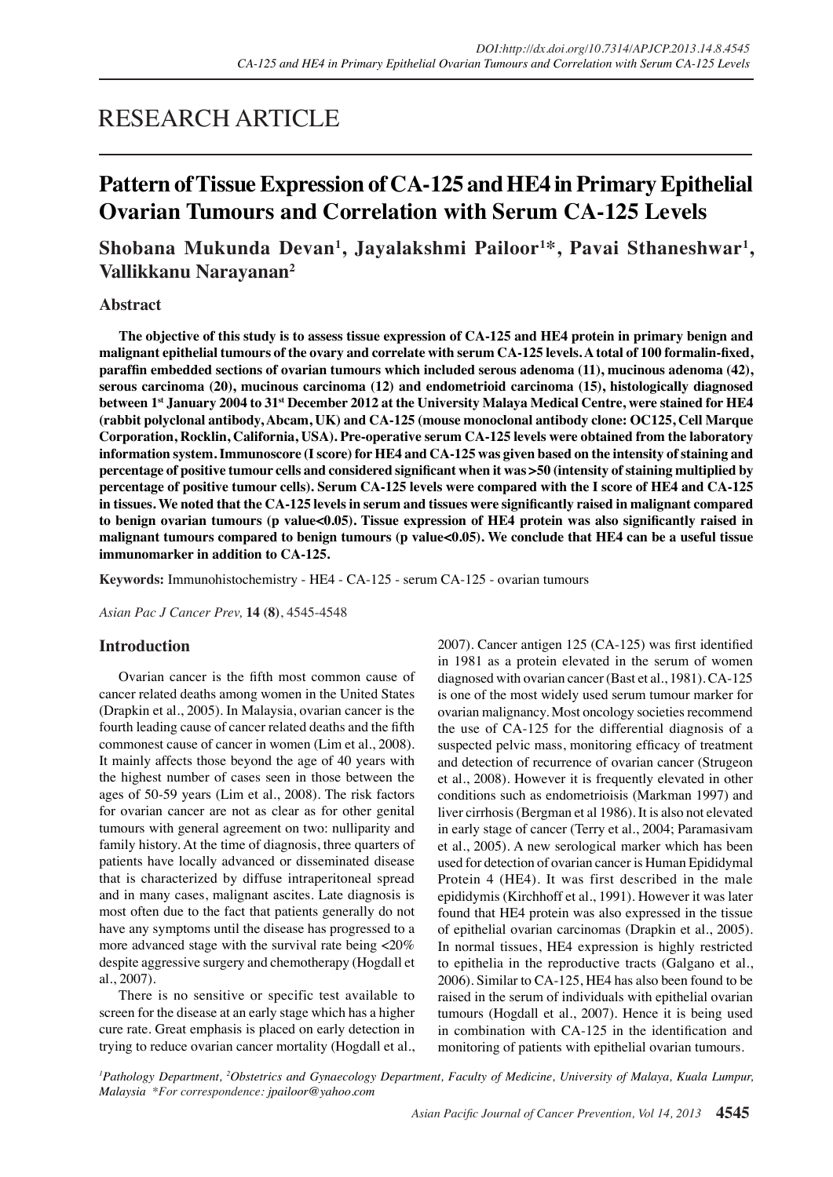# RESEARCH ARTICLE

## Pattern of Tissue Expression of CA-125 and HE4 in Primary Epithelial Ovarian Tumours and Correlation with Serum CA-125 Levels

**Shobana Mukunda Devan[1], Jayalakshmi Pailoor[1]*, Pavai Sthaneshwar[1], Vallikkanu Narayanan[2]**

### Abstract

**The objective of this study is to assess tissue expression of CA-125 and HE4 protein in primary benign and malignant epithelial tumours of the ovary and correlate with serum CA-125 levels. A total of 100 formalin-fixed, paraffin embedded sections of ovarian tumours which included serous adenoma (11), mucinous adenoma (42), serous carcinoma (20), mucinous carcinoma (12) and endometrioid carcinoma (15), histologically diagnosed between 1st January 2004 to 31st December 2012 at the University Malaya Medical Centre, were stained for HE4 (rabbit polyclonal antibody, Abcam, UK) and CA-125 (mouse monoclonal antibody clone: OC125, Cell Marque Corporation, Rocklin, California, USA). Pre-operative serum CA-125 levels were obtained from the laboratory information system. Immunoscore (I score) for HE4 and CA-125 was given based on the intensity of staining and percentage of positive tumour cells and considered significant when it was >50 (intensity of staining multiplied by percentage of positive tumour cells). Serum CA-125 levels were compared with the I score of HE4 and CA-125 in tissues. We noted that the CA-125 levels in serum and tissues were significantly raised in malignant compared to benign ovarian tumours (p value<0.05). Tissue expression of HE4 protein was also significantly raised in malignant tumours compared to benign tumours (p value<0.05). We conclude that HE4 can be a useful tissue immunomarker in addition to CA-125.**

**Keywords:** Immunohistochemistry - HE4 - CA-125 - serum CA-125 - ovarian tumours

*Asian Pac J Cancer Prev,* **14 (8)**, 4545-4548

### Introduction

Ovarian cancer is the fifth most common cause of cancer related deaths among women in the United States (Drapkin et al., 2005). In Malaysia, ovarian cancer is the fourth leading cause of cancer related deaths and the fifth commonest cause of cancer in women (Lim et al., 2008). It mainly affects those beyond the age of 40 years with the highest number of cases seen in those between the ages of 50-59 years (Lim et al., 2008). The risk factors for ovarian cancer are not as clear as for other genital tumours with general agreement on two: nulliparity and family history. At the time of diagnosis, three quarters of patients have locally advanced or disseminated disease that is characterized by diffuse intraperitoneal spread and in many cases, malignant ascites. Late diagnosis is most often due to the fact that patients generally do not have any symptoms until the disease has progressed to a more advanced stage with the survival rate being <20% despite aggressive surgery and chemotherapy (Hogdall et al., 2007).

There is no sensitive or specific test available to screen for the disease at an early stage which has a higher cure rate. Great emphasis is placed on early detection in trying to reduce ovarian cancer mortality (Hogdall et al., 2007). Cancer antigen 125 (CA-125) was first identified in 1981 as a protein elevated in the serum of women diagnosed with ovarian cancer (Bast et al., 1981). CA-125 is one of the most widely used serum tumour marker for ovarian malignancy. Most oncology societies recommend the use of CA-125 for the differential diagnosis of a suspected pelvic mass, monitoring efficacy of treatment and detection of recurrence of ovarian cancer (Strugeon et al., 2008). However it is frequently elevated in other conditions such as endometrioisis (Markman 1997) and liver cirrhosis (Bergman et al 1986). It is also not elevated in early stage of cancer (Terry et al., 2004; Paramasivam et al., 2005). A new serological marker which has been used for detection of ovarian cancer is Human Epididymal Protein 4 (HE4). It was first described in the male epididymis (Kirchhoff et al., 1991). However it was later found that HE4 protein was also expressed in the tissue of epithelial ovarian carcinomas (Drapkin et al., 2005). In normal tissues, HE4 expression is highly restricted to epithelia in the reproductive tracts (Galgano et al., 2006). Similar to CA-125, HE4 has also been found to be raised in the serum of individuals with epithelial ovarian tumours (Hogdall et al., 2007). Hence it is being used in combination with CA-125 in the identification and monitoring of patients with epithelial ovarian tumours.

*[1]Pathology Department, [2]Obstetrics and Gynaecology Department, Faculty of Medicine, University of Malaya, Kuala Lumpur, Malaysia \*For correspondence: jpailoor@yahoo.com*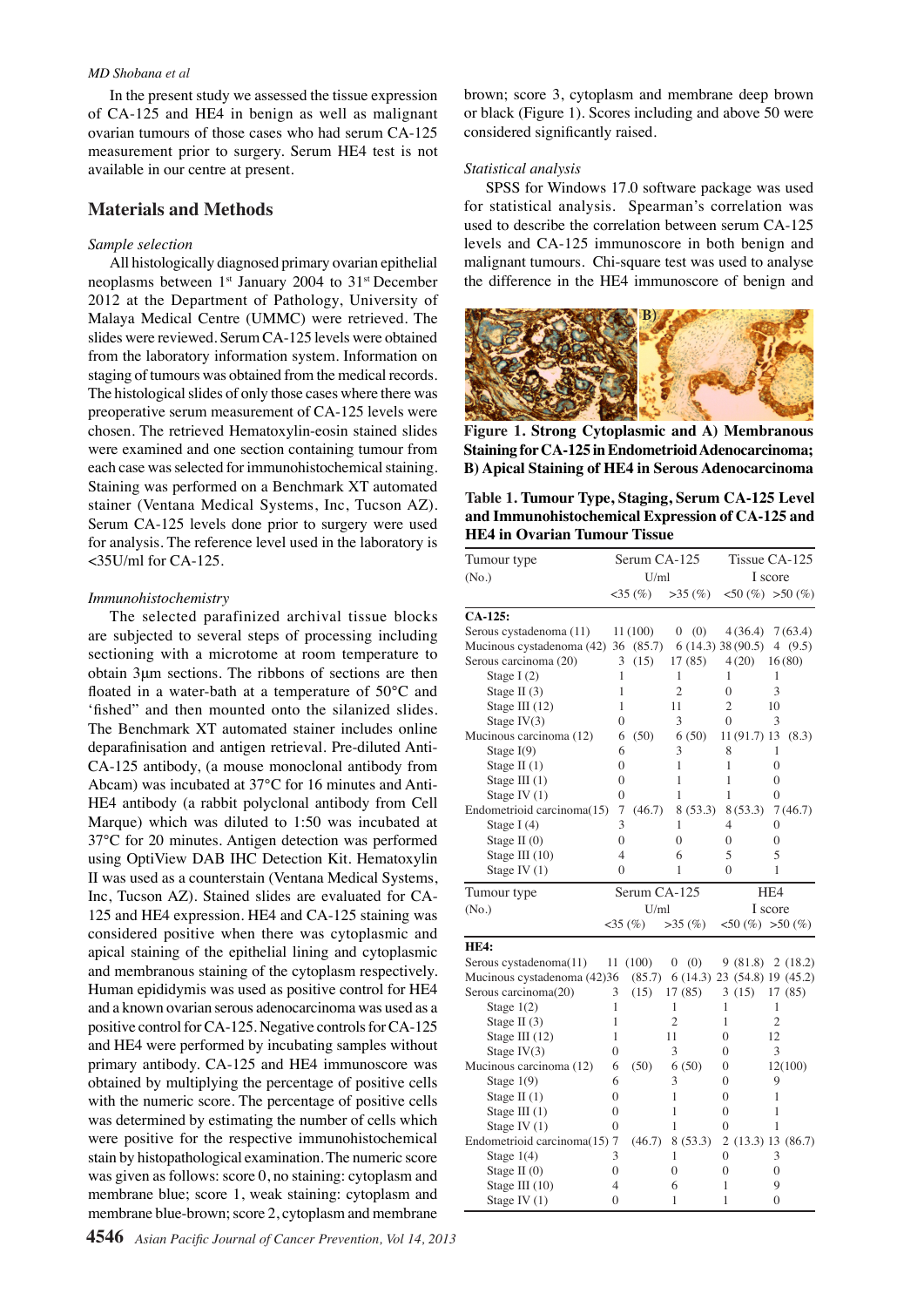In the present study we assessed the tissue expression of CA-125 and HE4 in benign as well as malignant ovarian tumours of those cases who had serum CA-125 measurement prior to surgery. Serum HE4 test is not available in our centre at present.

## Materials and Methods

*Sample selection*

All histologically diagnosed primary ovarian epithelial neoplasms between 1st January 2004 to 31st December 2012 at the Department of Pathology, University of Malaya Medical Centre (UMMC) were retrieved. The slides were reviewed. Serum CA-125 levels were obtained from the laboratory information system. Information on staging of tumours was obtained from the medical records. The histological slides of only those cases where there was preoperative serum measurement of CA-125 levels were chosen. The retrieved Hematoxylin-eosin stained slides were examined and one section containing tumour from each case was selected for immunohistochemical staining. Staining was performed on a Benchmark XT automated stainer (Ventana Medical Systems, Inc, Tucson AZ). Serum CA-125 levels done prior to surgery were used for analysis. The reference level used in the laboratory is <35U/ml for CA-125.

*Immunohistochemistry*

The selected parafinized archival tissue blocks are subjected to several steps of processing including sectioning with a microtome at room temperature to obtain 3μm sections. The ribbons of sections are then floated in a water-bath at a temperature of 50°C and 'fished" and then mounted onto the silanized slides. The Benchmark XT automated stainer includes online deparafinisation and antigen retrieval. Pre-diluted Anti-CA-125 antibody, (a mouse monoclonal antibody from Abcam) was incubated at 37°C for 16 minutes and Anti-HE4 antibody (a rabbit polyclonal antibody from Cell Marque) which was diluted to 1:50 was incubated at 37°C for 20 minutes. Antigen detection was performed using OptiView DAB IHC Detection Kit. Hematoxylin II was used as a counterstain (Ventana Medical Systems, Inc, Tucson AZ). Stained slides are evaluated for CA-125 and HE4 expression. HE4 and CA-125 staining was considered positive when there was cytoplasmic and apical staining of the epithelial lining and cytoplasmic and membranous staining of the cytoplasm respectively. Human epididymis was used as positive control for HE4 and a known ovarian serous adenocarcinoma was used as a positive control for CA-125. Negative controls for CA-125 and HE4 were performed by incubating samples without primary antibody. CA-125 and HE4 immunoscore was obtained by multiplying the percentage of positive cells with the numeric score. The percentage of positive cells was determined by estimating the number of cells which were positive for the respective immunohistochemical stain by histopathological examination. The numeric score was given as follows: score 0, no staining: cytoplasm and membrane blue; score 1, weak staining: cytoplasm and membrane blue-brown; score 2, cytoplasm and membrane brown; score 3, cytoplasm and membrane deep brown or black (Figure 1). Scores including and above 50 were considered significantly raised.

*Statistical analysis*

SPSS for Windows 17.0 software package was used for statistical analysis. Spearman's correlation was used to describe the correlation between serum CA-125 levels and CA-125 immunoscore in both benign and malignant tumours. Chi-square test was used to analyse the difference in the HE4 immunoscore of benign and

**Figure 1. Strong Cytoplasmic and A) Membranous Staining for CA-125 in Endometrioid Adenocarcinoma; B) Apical Staining of HE4 in Serous Adenocarcinoma**

**Table 1. Tumour Type, Staging, Serum CA-125 Level and Immunohistochemical Expression of CA-125 and HE4 in Ovarian Tumour Tissue**

| Tumour type (No.) | Serum CA-125 U/ml <35 (%) | Serum CA-125 U/ml >35 (%) | Tissue CA-125 I score <50 (%) | Tissue CA-125 I score >50 (%) |
|---|---|---|---|---|
| **CA-125:** | | | | |
| Serous cystadenoma (11) | 11 (100) | 0 (0) | 4 (36.4) | 7 (63.4) |
| Mucinous cystadenoma (42) | 36 (85.7) | 6 (14.3) | 38 (90.5) | 4 (9.5) |
| Serous carcinoma (20) | 3 (15) | 17 (85) | 4 (20) | 16 (80) |
| Stage I (2) | 1 | 1 | 1 | 1 |
| Stage II (3) | 1 | 2 | 0 | 3 |
| Stage III (12) | 1 | 11 | 2 | 10 |
| Stage IV(3) | 0 | 3 | 0 | 3 |
| Mucinous carcinoma (12) | 6 (50) | 6 (50) | 11 (91.7) | 13 (8.3) |
| Stage I(9) | 6 | 3 | 8 | 1 |
| Stage II (1) | 0 | 1 | 1 | 0 |
| Stage III (1) | 0 | 1 | 1 | 0 |
| Stage IV (1) | 0 | 1 | 1 | 0 |
| Endometrioid carcinoma(15) | 7 (46.7) | 8 (53.3) | 8 (53.3) | 7 (46.7) |
| Stage I (4) | 3 | 1 | 4 | 0 |
| Stage II (0) | 0 | 0 | 0 | 0 |
| Stage III (10) | 4 | 6 | 5 | 5 |
| Stage IV (1) | 0 | 1 | 0 | 1 |
| **Tumour type (No.)** | **Serum CA-125 U/ml <35 (%)** | **Serum CA-125 U/ml >35 (%)** | **HE4 I score <50 (%)** | **HE4 I score >50 (%)** |
| **HE4:** | | | | |
| Serous cystadenoma(11) | 11 (100) | 0 (0) | 9 (81.8) | 2 (18.2) |
| Mucinous cystadenoma (42) | 36 (85.7) | 6 (14.3) | 23 (54.8) | 19 (45.2) |
| Serous carcinoma(20) | 3 (15) | 17 (85) | 3 (15) | 17 (85) |
| Stage 1(2) | 1 | 1 | 1 | 1 |
| Stage II (3) | 1 | 2 | 1 | 2 |
| Stage III (12) | 1 | 11 | 0 | 12 |
| Stage IV(3) | 0 | 3 | 0 | 3 |
| Mucinous carcinoma (12) | 6 (50) | 6 (50) | 0 | 12(100) |
| Stage 1(9) | 6 | 3 | 0 | 9 |
| Stage II (1) | 0 | 1 | 0 | 1 |
| Stage III (1) | 0 | 1 | 0 | 1 |
| Stage IV (1) | 0 | 1 | 0 | 1 |
| Endometrioid carcinoma(15) | 7 (46.7) | 8 (53.3) | 2 (13.3) | 13 (86.7) |
| Stage 1(4) | 3 | 1 | 0 | 3 |
| Stage II (0) | 0 | 0 | 0 | 0 |
| Stage III (10) | 4 | 6 | 1 | 9 |
| Stage IV (1) | 0 | 1 | 1 | 0 |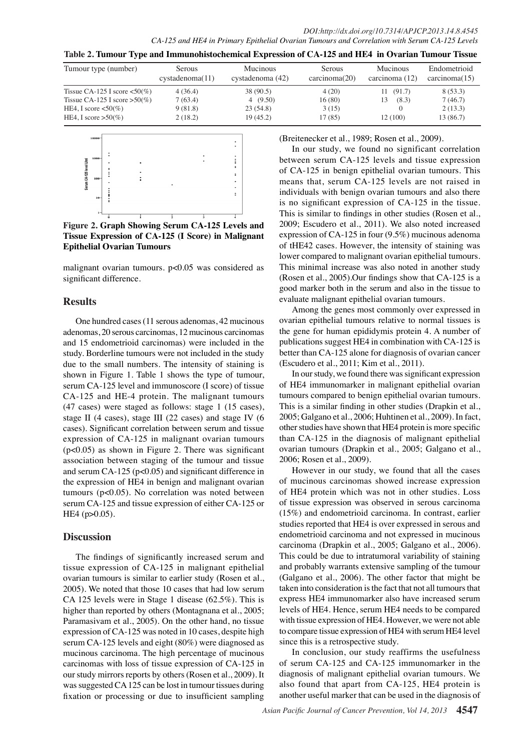**Table 2. Tumour Type and Immunohistochemical Expression of CA-125 and HE4 in Ovarian Tumour Tissue**

| Tumour type (number) | Serous cystadenoma(11) | Mucinous cystadenoma (42) | Serous carcinoma(20) | Mucinous carcinoma (12) | Endometrioid carcinoma(15) |
|---|---|---|---|---|---|
| Tissue CA-125 I score <50(%) | 4 (36.4) | 38 (90.5) | 4 (20) | 11 (91.7) | 8 (53.3) |
| Tissue CA-125 I score >50(%) | 7 (63.4) | 4 (9.50) | 16 (80) | 13 (8.3) | 7 (46.7) |
| HE4, I score <50(%) | 9 (81.8) | 23 (54.8) | 3 (15) | 0 | 2 (13.3) |
| HE4, I score >50(%) | 2 (18.2) | 19 (45.2) | 17 (85) | 12 (100) | 13 (86.7) |

**Figure 2. Graph Showing Serum CA-125 Levels and Tissue Expression of CA-125 (I Score) in Malignant Epithelial Ovarian Tumours**

malignant ovarian tumours. $p<0.05$ was considered as significant difference.

## Results

One hundred cases (11 serous adenomas, 42 mucinous adenomas, 20 serous carcinomas, 12 mucinous carcinomas and 15 endometrioid carcinomas) were included in the study. Borderline tumours were not included in the study due to the small numbers. The intensity of staining is shown in Figure 1. Table 1 shows the type of tumour, serum CA-125 level and immunoscore (I score) of tissue CA-125 and HE-4 protein. The malignant tumours (47 cases) were staged as follows: stage 1 (15 cases), stage II (4 cases), stage III (22 cases) and stage IV (6 cases). Significant correlation between serum and tissue expression of CA-125 in malignant ovarian tumours ($p<0.05$) as shown in Figure 2. There was significant association between staging of the tumour and tissue and serum CA-125 ($p<0.05$) and significant difference in the expression of HE4 in benign and malignant ovarian tumours ($p<0.05$). No correlation was noted between serum CA-125 and tissue expression of either CA-125 or HE4 ($p>0.05$).

## Discussion

The findings of significantly increased serum and tissue expression of CA-125 in malignant epithelial ovarian tumours is similar to earlier study (Rosen et al., 2005). We noted that those 10 cases that had low serum CA 125 levels were in Stage 1 disease (62.5%). This is higher than reported by others (Montagnana et al., 2005; Paramasivam et al., 2005). On the other hand, no tissue expression of CA-125 was noted in 10 cases, despite high serum CA-125 levels and eight (80%) were diagnosed as mucinous carcinoma. The high percentage of mucinous carcinomas with loss of tissue expression of CA-125 in our study mirrors reports by others (Rosen et al., 2009). It was suggested CA 125 can be lost in tumour tissues during fixation or processing or due to insufficient sampling (Breitenecker et al., 1989; Rosen et al., 2009).

In our study, we found no significant correlation between serum CA-125 levels and tissue expression of CA-125 in benign epithelial ovarian tumours. This means that, serum CA-125 levels are not raised in individuals with benign ovarian tumours and also there is no significant expression of CA-125 in the tissue. This is similar to findings in other studies (Rosen et al., 2009; Escudero et al., 2011). We also noted increased expression of CA-125 in four (9.5%) mucinous adenoma of tHE42 cases. However, the intensity of staining was lower compared to malignant ovarian epithelial tumours. This minimal increase was also noted in another study (Rosen et al., 2005).Our findings show that CA-125 is a good marker both in the serum and also in the tissue to evaluate malignant epithelial ovarian tumours.

Among the genes most commonly over expressed in ovarian epithelial tumours relative to normal tissues is the gene for human epididymis protein 4. A number of publications suggest HE4 in combination with CA-125 is better than CA-125 alone for diagnosis of ovarian cancer (Escudero et al., 2011; Kim et al., 2011).

In our study, we found there was significant expression of HE4 immunomarker in malignant epithelial ovarian tumours compared to benign epithelial ovarian tumours. This is a similar finding in other studies (Drapkin et al., 2005; Galgano et al., 2006; Huhtinen et al., 2009). In fact, other studies have shown that HE4 protein is more specific than CA-125 in the diagnosis of malignant epithelial ovarian tumours (Drapkin et al., 2005; Galgano et al., 2006; Rosen et al., 2009).

However in our study, we found that all the cases of mucinous carcinomas showed increase expression of HE4 protein which was not in other studies. Loss of tissue expression was observed in serous carcinoma (15%) and endometrioid carcinoma. In contrast, earlier studies reported that HE4 is over expressed in serous and endometrioid carcinoma and not expressed in mucinous carcinoma (Drapkin et al., 2005; Galgano et al., 2006). This could be due to intratumoral variability of staining and probably warrants extensive sampling of the tumour (Galgano et al., 2006). The other factor that might be taken into consideration is the fact that not all tumours that express HE4 immunomarker also have increased serum levels of HE4. Hence, serum HE4 needs to be compared with tissue expression of HE4. However, we were not able to compare tissue expression of HE4 with serum HE4 level since this is a retrospective study.

In conclusion, our study reaffirms the usefulness of serum CA-125 and CA-125 immunomarker in the diagnosis of malignant epithelial ovarian tumours. We also found that apart from CA-125, HE4 protein is another useful marker that can be used in the diagnosis of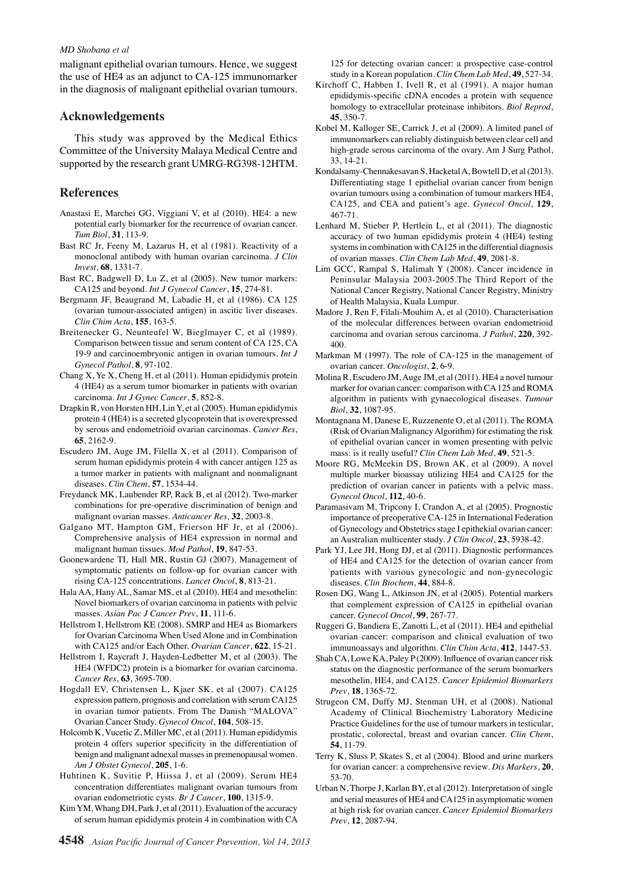malignant epithelial ovarian tumours. Hence, we suggest the use of HE4 as an adjunct to CA-125 immunomarker in the diagnosis of malignant epithelial ovarian tumours.

## Acknowledgements

This study was approved by the Medical Ethics Committee of the University Malaya Medical Centre and supported by the research grant UMRG-RG398-12HTM.

## References

Anastasi E, Marchei GG, Viggiani V, et al (2010). HE4: a new potential early biomarker for the recurrence of ovarian cancer. *Tum Biol*, **31**, 113-9.

Bast RC Jr, Feeny M, Lazarus H, et al (1981). Reactivity of a monoclonal antibody with human ovarian carcinoma. *J Clin Invest*, **68**, 1331-7.

Bast RC, Badgwell D, Lu Z, et al (2005). New tumor markers: CA125 and beyond. *Int J Gynecol Cancer*, **15**, 274-81.

Bergmann JF, Beaugrand M, Labadie H, et al (1986). CA 125 (ovarian tumour-associated antigen) in ascitic liver diseases. *Clin Chim Acta*, **155**, 163-5.

Breitenecker G, Neunteufel W, Bieglmayer C, et al (1989). Comparison between tissue and serum content of CA 125, CA 19-9 and carcinoembryonic antigen in ovarian tumours. *Int J Gynecol Pathol*, **8**, 97-102.

Chang X, Ye X, Cheng H, et al (2011). Human epididymis protein 4 (HE4) as a serum tumor biomarker in patients with ovarian carcinoma. *Int J Gynec Cancer*, **5**, 852-8.

Drapkin R, von Horsten HH, Lin Y, et al (2005). Human epididymis protein 4 (HE4) is a secreted glycoprotein that is overexpressed by serous and endometrioid ovarian carcinomas. *Cancer Res*, **65**, 2162-9.

Escudero JM, Auge JM, Filella X, et al (2011). Comparison of serum human epididymis protein 4 with cancer antigen 125 as a tumor marker in patients with malignant and nonmalignant diseases. *Clin Chem*, **57**, 1534-44.

Freydanck MK, Laubender RP, Rack B, et al (2012). Two-marker combinations for pre-operative discrimination of benign and malignant ovarian masses. *Anticancer Res*, **32**, 2003-8.

Galgano MT, Hampton GM, Frierson HF Jr, et al (2006). Comprehensive analysis of HE4 expression in normal and malignant human tissues. *Mod Pathol*, **19**, 847-53.

Goonewardene TI, Hall MR, Rustin GJ (2007). Management of symptomatic patients on follow-up for ovarian cancer with rising CA-125 concentrations. *Lancet Oncol*, **8**, 813-21.

Hala AA, Hany AL, Samar MS, et al (2010). HE4 and mesothelin: Novel biomarkers of ovarian carcinoma in patients with pelvic masses. *Asian Pac J Cancer Prev*, **11**, 111-6.

Hellstrom I, Hellstrom KE (2008). SMRP and HE4 as Biomarkers for Ovarian Carcinoma When Used Alone and in Combination with CA125 and/or Each Other. *Ovarian Cancer*, **622**, 15-21.

Hellstrom I, Raycraft J, Hayden-Ledbetter M, et al (2003). The HE4 (WFDC2) protein is a biomarker for ovarian carcinoma. *Cancer Res*, **63**, 3695-700.

Hogdall EV, Christensen L, Kjaer SK, et al (2007). CA125 expression pattern, prognosis and correlation with serum CA125 in ovarian tumor patients. From The Danish "MALOVA" Ovarian Cancer Study. *Gynecol Oncol*, **104**, 508-15.

Holcomb K, Vucetic Z, Miller MC, et al (2011). Human epididymis protein 4 offers superior specificity in the differentiation of benign and malignant adnexal masses in premenopausal women. *Am J Obstet Gynecol*, **205**, 1-6.

Huhtinen K, Suvitie P, Hiissa J, et al (2009). Serum HE4 concentration differentiates malignant ovarian tumours from ovarian endometriotic cysts. *Br J Cancer*, **100**, 1315-9.

Kim YM, Whang DH, Park J, et al (2011). Evaluation of the accuracy of serum human epididymis protein 4 in combination with CA 125 for detecting ovarian cancer: a prospective case-control study in a Korean population. *Clin Chem Lab Med*, **49**, 527-34.

Kirchoff C, Habben I, Ivell R, et al (1991). A major human epididymis-specific cDNA encodes a protein with sequence homology to extracellular proteinase inhibitors. *Biol Reprod*, **45**, 350-7.

Kobel M, Kalloger SE, Carrick J, et al (2009). A limited panel of immunomarkers can reliably distinguish between clear cell and high-grade serous carcinoma of the ovary. Am J Surg Pathol, 33, 14-21.

Kondalsamy-Chennakesavan S, Hacketal A, Bowtell D, et al (2013). Differentiating stage 1 epithelial ovarian cancer from benign ovarian tumours using a combination of tumour markers HE4, CA125, and CEA and patient's age. *Gynecol Oncol*, **129**, 467-71.

Lenhard M, Stieber P, Hertlein L, et al (2011). The diagnostic accuracy of two human epididymis protein 4 (HE4) testing systems in combination with CA125 in the differential diagnosis of ovarian masses. *Clin Chem Lab Med*, **49**, 2081-8.

Lim GCC, Rampal S, Halimah Y (2008). Cancer incidence in Peninsular Malaysia 2003-2005.The Third Report of the National Cancer Registry, National Cancer Registry, Ministry of Health Malaysia, Kuala Lumpur.

Madore J, Ren F, Filali-Mouhim A, et al (2010). Characterisation of the molecular differences between ovarian endometrioid carcinoma and ovarian serous carcinoma. *J Pathol*, **220**, 392-400.

Markman M (1997). The role of CA-125 in the management of ovarian cancer. *Oncologist*, **2**, 6-9.

Molina R, Escudero JM, Auge JM, et al (2011). HE4 a novel tumour marker for ovarian cancer: comparison with CA 125 and ROMA algorithm in patients with gynaecological diseases. *Tumour Biol*, **32**, 1087-95.

Montagnana M, Danese E, Ruzzenente O, et al (2011). The ROMA (Risk of Ovarian Malignancy Algorithm) for estimating the risk of epithelial ovarian cancer in women presenting with pelvic mass: is it really useful? *Clin Chem Lab Med*, **49**, 521-5.

Moore RG, McMeekin DS, Brown AK, et al (2009). A novel multiple marker bioassay utilizing HE4 and CA125 for the prediction of ovarian cancer in patients with a pelvic mass. *Gynecol Oncol*, **112**, 40-6.

Paramasivam M, Tripcony I, Crandon A, et al (2005). Prognostic importance of preoperative CA-125 in International Federation of Gynecology and Obstetrics stage I epithekial ovarian cancer: an Australian multicenter study. *J Clin Oncol*, **23**, 5938-42.

Park YJ, Lee JH, Hong DJ, et al (2011). Diagnostic performances of HE4 and CA125 for the detection of ovarian cancer from patients with various gynecologic and non-gynecologic diseases. *Clin Biochem*, **44**, 884-8.

Rosen DG, Wang L, Atkinson JN, et al (2005). Potential markers that complement expression of CA125 in epithelial ovarian cancer. *Gynecol Oncol*, **99**, 267-77.

Ruggeri G, Bandiera E, Zanotti L, et al (2011). HE4 and epithelial ovarian cancer: comparison and clinical evaluation of two immunoassays and algorithm. *Clin Chim Acta*, **412**, 1447-53.

Shah CA, Lowe KA, Paley P (2009). Influence of ovarian cancer risk status on the diagnostic performance of the serum biomarkers mesothelin, HE4, and CA125. *Cancer Epidemiol Biomarkers Prev*, **18**, 1365-72.

Strugeon CM, Duffy MJ, Stenman UH, et al (2008). National Academy of Clinical Biochemistry Laboratory Medicine Practice Guidelines for the use of tumour markers in testicular, prostatic, colorectal, breast and ovarian cancer. *Clin Chem*, **54**, 11-79.

Terry K, Sluss P, Skates S, et al (2004). Blood and urine markers for ovarian cancer: a comprehensive review. *Dis Markers*, **20**, 53-70.

Urban N, Thorpe J, Karlan BY, et al (2012). Interpretation of single and serial measures of HE4 and CA125 in asymptomatic women at high risk for ovarian cancer. *Cancer Epidemiol Biomarkers Prev*, **12**, 2087-94.